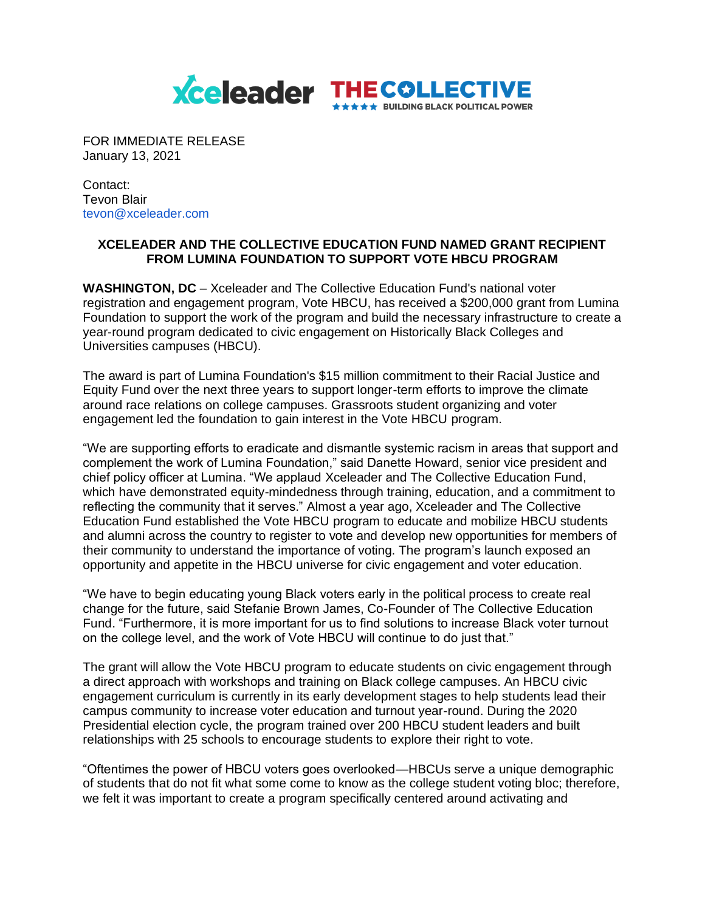FOR IMMEDIATE RELEASE
January 13, 2021

Contact:
Tevon Blair
tevon@xceleader.com

**XCELEADER AND THE COLLECTIVE EDUCATION FUND NAMED GRANT RECIPIENT FROM LUMINA FOUNDATION TO SUPPORT VOTE HBCU PROGRAM**

**WASHINGTON, DC** – Xceleader and The Collective Education Fund's national voter registration and engagement program, Vote HBCU, has received a $200,000 grant from Lumina Foundation to support the work of the program and build the necessary infrastructure to create a year-round program dedicated to civic engagement on Historically Black Colleges and Universities campuses (HBCU).

The award is part of Lumina Foundation's $15 million commitment to their Racial Justice and Equity Fund over the next three years to support longer-term efforts to improve the climate around race relations on college campuses. Grassroots student organizing and voter engagement led the foundation to gain interest in the Vote HBCU program.

"We are supporting efforts to eradicate and dismantle systemic racism in areas that support and complement the work of Lumina Foundation," said Danette Howard, senior vice president and chief policy officer at Lumina. "We applaud Xceleader and The Collective Education Fund, which have demonstrated equity-mindedness through training, education, and a commitment to reflecting the community that it serves." Almost a year ago, Xceleader and The Collective Education Fund established the Vote HBCU program to educate and mobilize HBCU students and alumni across the country to register to vote and develop new opportunities for members of their community to understand the importance of voting. The program's launch exposed an opportunity and appetite in the HBCU universe for civic engagement and voter education.

"We have to begin educating young Black voters early in the political process to create real change for the future, said Stefanie Brown James, Co-Founder of The Collective Education Fund. "Furthermore, it is more important for us to find solutions to increase Black voter turnout on the college level, and the work of Vote HBCU will continue to do just that."

The grant will allow the Vote HBCU program to educate students on civic engagement through a direct approach with workshops and training on Black college campuses. An HBCU civic engagement curriculum is currently in its early development stages to help students lead their campus community to increase voter education and turnout year-round. During the 2020 Presidential election cycle, the program trained over 200 HBCU student leaders and built relationships with 25 schools to encourage students to explore their right to vote.

"Oftentimes the power of HBCU voters goes overlooked—HBCUs serve a unique demographic of students that do not fit what some come to know as the college student voting bloc; therefore, we felt it was important to create a program specifically centered around activating and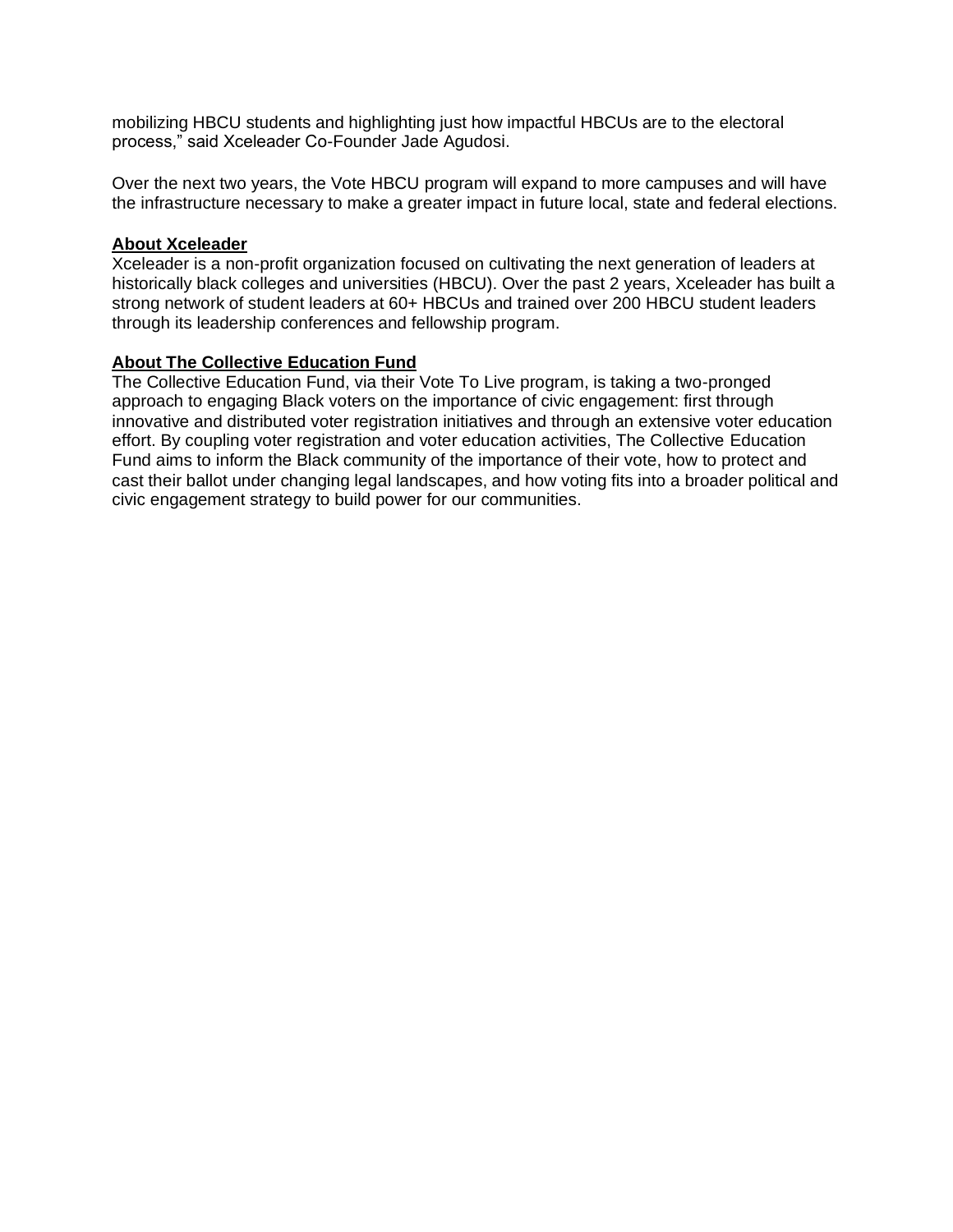mobilizing HBCU students and highlighting just how impactful HBCUs are to the electoral process," said Xceleader Co-Founder Jade Agudosi.

Over the next two years, the Vote HBCU program will expand to more campuses and will have the infrastructure necessary to make a greater impact in future local, state and federal elections.

**About Xceleader**

Xceleader is a non-profit organization focused on cultivating the next generation of leaders at historically black colleges and universities (HBCU). Over the past 2 years, Xceleader has built a strong network of student leaders at 60+ HBCUs and trained over 200 HBCU student leaders through its leadership conferences and fellowship program.

**About The Collective Education Fund**

The Collective Education Fund, via their Vote To Live program, is taking a two-pronged approach to engaging Black voters on the importance of civic engagement: first through innovative and distributed voter registration initiatives and through an extensive voter education effort. By coupling voter registration and voter education activities, The Collective Education Fund aims to inform the Black community of the importance of their vote, how to protect and cast their ballot under changing legal landscapes, and how voting fits into a broader political and civic engagement strategy to build power for our communities.